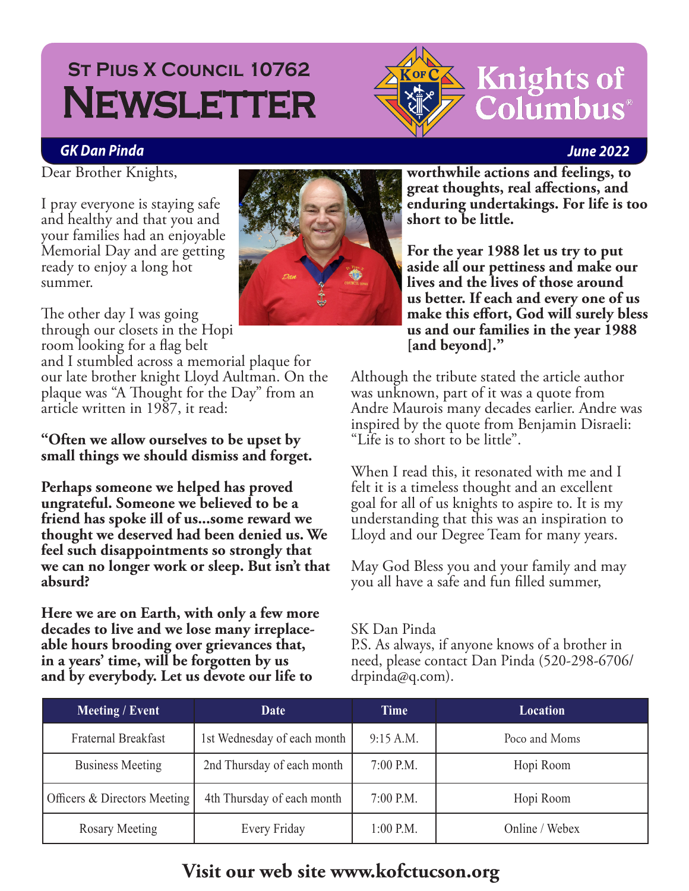# St Pius X Council 10762 Newsletter

Knights of Columbus

***GK Dan Pinda*** ***June 2022***

Dear Brother Knights,

I pray everyone is staying safe and healthy and that you and your families had an enjoyable Memorial Day and are getting ready to enjoy a long hot summer.

The other day I was going through our closets in the Hopi room looking for a flag belt and I stumbled across a memorial plaque for our late brother knight Lloyd Aultman. On the plaque was "A Thought for the Day" from an article written in 1987, it read:

**"Often we allow ourselves to be upset by small things we should dismiss and forget.**

**Perhaps someone we helped has proved ungrateful. Someone we believed to be a friend has spoke ill of us...some reward we thought we deserved had been denied us. We feel such disappointments so strongly that we can no longer work or sleep. But isn't that absurd?**

**Here we are on Earth, with only a few more decades to live and we lose many irreplaceable hours brooding over grievances that, in a years' time, will be forgotten by us and by everybody. Let us devote our life to worthwhile actions and feelings, to great thoughts, real affections, and enduring undertakings. For life is too short to be little.**

**For the year 1988 let us try to put aside all our pettiness and make our lives and the lives of those around us better. If each and every one of us make this effort, God will surely bless us and our families in the year 1988 [and beyond]."**

Although the tribute stated the article author was unknown, part of it was a quote from Andre Maurois many decades earlier. Andre was inspired by the quote from Benjamin Disraeli: "Life is to short to be little".

When I read this, it resonated with me and I felt it is a timeless thought and an excellent goal for all of us knights to aspire to. It is my understanding that this was an inspiration to Lloyd and our Degree Team for many years.

May God Bless you and your family and may you all have a safe and fun filled summer,

SK Dan Pinda

P.S. As always, if anyone knows of a brother in need, please contact Dan Pinda (520-298-6706/ drpinda@q.com).

| Meeting / Event | Date | Time | Location |
|---|---|---|---|
| Fraternal Breakfast | 1st Wednesday of each month | 9:15 A.M. | Poco and Moms |
| Business Meeting | 2nd Thursday of each month | 7:00 P.M. | Hopi Room |
| Officers & Directors Meeting | 4th Thursday of each month | 7:00 P.M. | Hopi Room |
| Rosary Meeting | Every Friday | 1:00 P.M. | Online / Webex |

**Visit our web site www.kofctucson.org**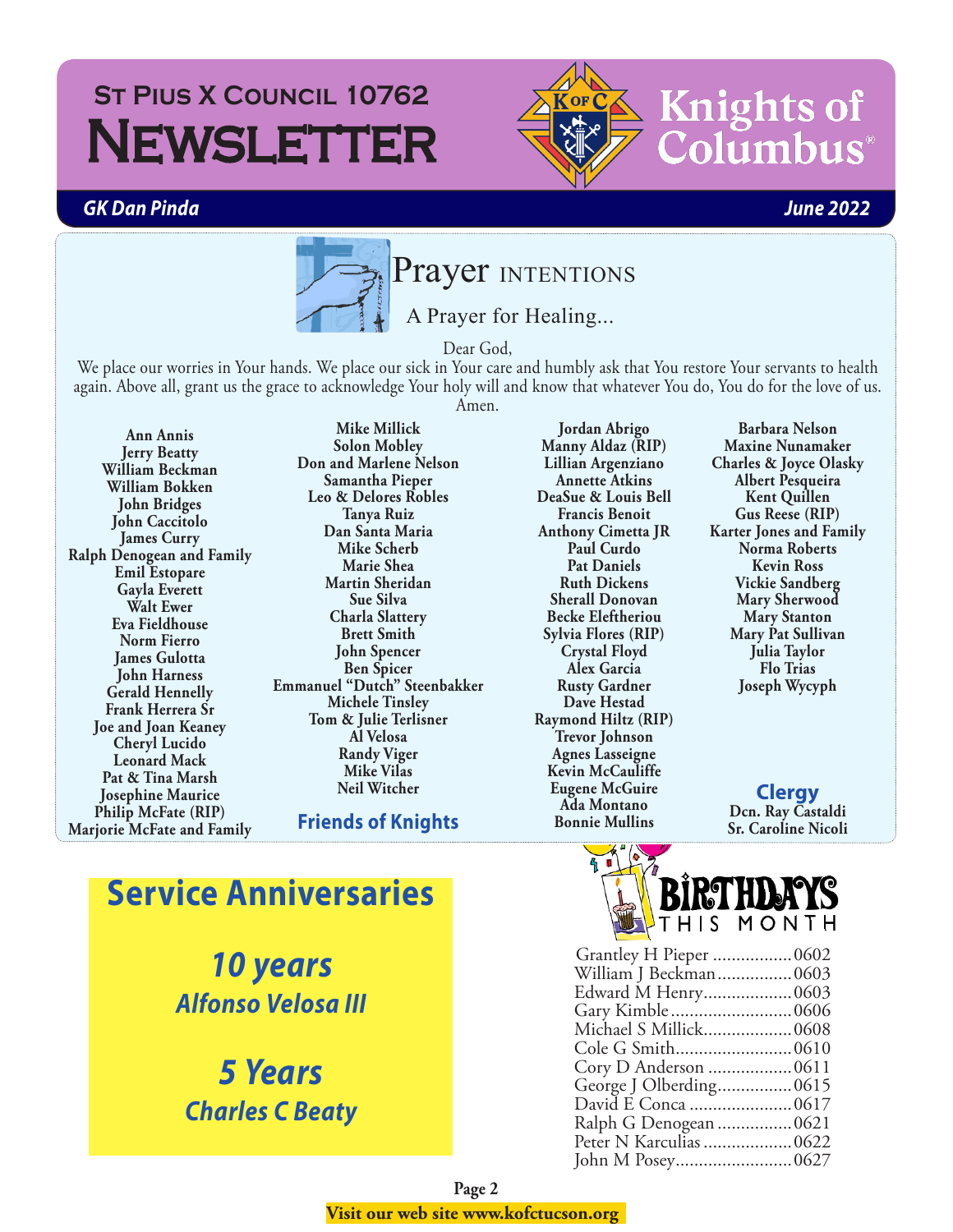# St Pius X Council 10762 Newsletter

Knights of Columbus

*GK Dan Pinda* — *June 2022*

## Prayer INTENTIONS

A Prayer for Healing...

Dear God,
We place our worries in Your hands. We place our sick in Your care and humbly ask that You restore Your servants to health again. Above all, grant us the grace to acknowledge Your holy will and know that whatever You do, You do for the love of us.
Amen.

**Ann Annis**
**Jerry Beatty**
**William Beckman**
**William Bokken**
**John Bridges**
**John Caccitolo**
**James Curry**
**Ralph Denogean and Family**
**Emil Estopare**
**Gayla Everett**
**Walt Ewer**
**Eva Fieldhouse**
**Norm Fierro**
**James Gulotta**
**John Harness**
**Gerald Hennelly**
**Frank Herrera Sr**
**Joe and Joan Keaney**
**Cheryl Lucido**
**Leonard Mack**
**Pat & Tina Marsh**
**Josephine Maurice**
**Philip McFate (RIP)**
**Marjorie McFate and Family**
**Mike Millick**
**Solon Mobley**
**Don and Marlene Nelson**
**Samantha Pieper**
**Leo & Delores Robles**
**Tanya Ruiz**
**Dan Santa Maria**
**Mike Scherb**
**Marie Shea**
**Martin Sheridan**
**Sue Silva**
**Charla Slattery**
**Brett Smith**
**John Spencer**
**Ben Spicer**
**Emmanuel "Dutch" Steenbakker**
**Michele Tinsley**
**Tom & Julie Terlisner**
**Al Velosa**
**Randy Viger**
**Mike Vilas**
**Neil Witcher**

### Friends of Knights

**Jordan Abrigo**
**Manny Aldaz (RIP)**
**Lillian Argenziano**
**Annette Atkins**
**DeaSue & Louis Bell**
**Francis Benoit**
**Anthony Cimetta JR**
**Paul Curdo**
**Pat Daniels**
**Ruth Dickens**
**Sherall Donovan**
**Becke Eleftheriou**
**Sylvia Flores (RIP)**
**Crystal Floyd**
**Alex Garcia**
**Rusty Gardner**
**Dave Hestad**
**Raymond Hiltz (RIP)**
**Trevor Johnson**
**Agnes Lasseigne**
**Kevin McCauliffe**
**Eugene McGuire**
**Ada Montano**
**Bonnie Mullins**
**Barbara Nelson**
**Maxine Nunamaker**
**Charles & Joyce Olasky**
**Albert Pesqueira**
**Kent Quillen**
**Gus Reese (RIP)**
**Karter Jones and Family**
**Norma Roberts**
**Kevin Ross**
**Vickie Sandberg**
**Mary Sherwood**
**Mary Stanton**
**Mary Pat Sullivan**
**Julia Taylor**
**Flo Trias**
**Joseph Wycyph**

### Clergy

**Dcn. Ray Castaldi**
**Sr. Caroline Nicoli**

## Service Anniversaries

### *10 years*
***Alfonso Velosa III***

### *5 Years*
***Charles C Beaty***

## BIRTHDAYS THIS MONTH

| | |
|---|---|
| Grantley H Pieper | 0602 |
| William J Beckman | 0603 |
| Edward M Henry | 0603 |
| Gary Kimble | 0606 |
| Michael S Millick | 0608 |
| Cole G Smith | 0610 |
| Cory D Anderson | 0611 |
| George J Olberding | 0615 |
| David E Conca | 0617 |
| Ralph G Denogean | 0621 |
| Peter N Karculias | 0622 |
| John M Posey | 0627 |

**Visit our web site www.kofctucson.org**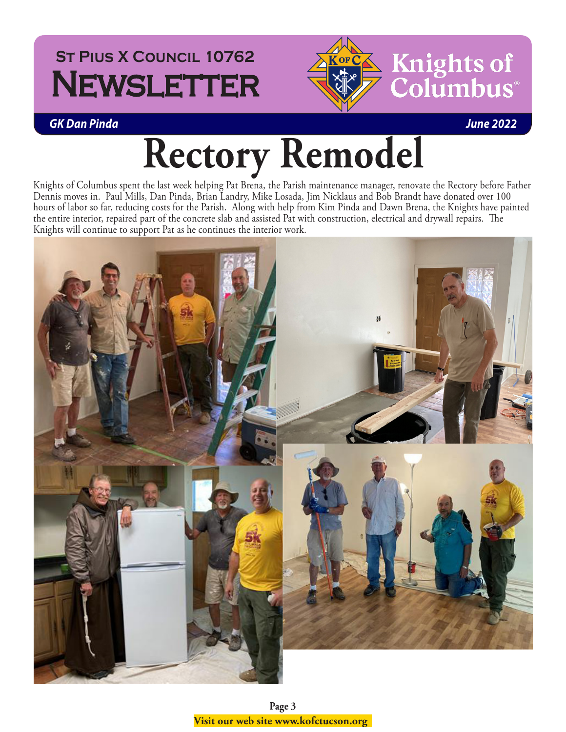# ST PIUS X COUNCIL 10762 NEWSLETTER

Knights of Columbus

***GK Dan Pinda*** ***June 2022***

# Rectory Remodel

Knights of Columbus spent the last week helping Pat Brena, the Parish maintenance manager, renovate the Rectory before Father Dennis moves in. Paul Mills, Dan Pinda, Brian Landry, Mike Losada, Jim Nicklaus and Bob Brandt have donated over 100 hours of labor so far, reducing costs for the Parish. Along with help from Kim Pinda and Dawn Brena, the Knights have painted the entire interior, repaired part of the concrete slab and assisted Pat with construction, electrical and drywall repairs. The Knights will continue to support Pat as he continues the interior work.

**Visit our web site www.kofctucson.org**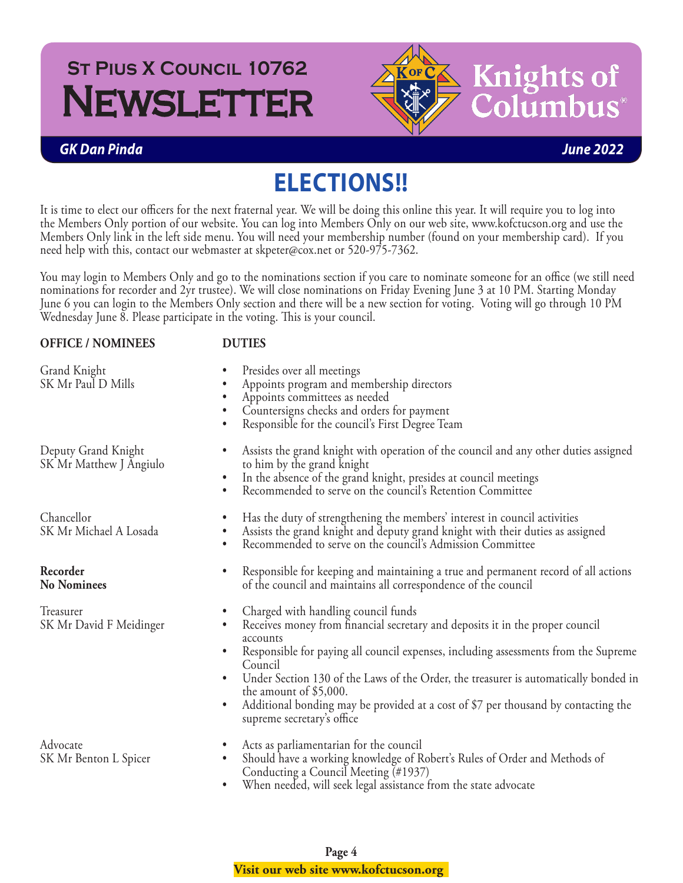# St Pius X Council 10762 Newsletter

***GK Dan Pinda*** ***June 2022***

## ELECTIONS!!

It is time to elect our officers for the next fraternal year. We will be doing this online this year. It will require you to log into the Members Only portion of our website. You can log into Members Only on our web site, www.kofctucson.org and use the Members Only link in the left side menu. You will need your membership number (found on your membership card). If you need help with this, contact our webmaster at skpeter@cox.net or 520-975-7362.

You may login to Members Only and go to the nominations section if you care to nominate someone for an office (we still need nominations for recorder and 2yr trustee). We will close nominations on Friday Evening June 3 at 10 PM. Starting Monday June 6 you can login to the Members Only section and there will be a new section for voting. Voting will go through 10 PM Wednesday June 8. Please participate in the voting. This is your council.

| OFFICE / NOMINEES | DUTIES |
|---|---|
| Grand Knight<br>SK Mr Paul D Mills | • Presides over all meetings<br>• Appoints program and membership directors<br>• Appoints committees as needed<br>• Countersigns checks and orders for payment<br>• Responsible for the council's First Degree Team |
| Deputy Grand Knight<br>SK Mr Matthew J Angiulo | • Assists the grand knight with operation of the council and any other duties assigned to him by the grand knight<br>• In the absence of the grand knight, presides at council meetings<br>• Recommended to serve on the council's Retention Committee |
| Chancellor<br>SK Mr Michael A Losada | • Has the duty of strengthening the members' interest in council activities<br>• Assists the grand knight and deputy grand knight with their duties as assigned<br>• Recommended to serve on the council's Admission Committee |
| **Recorder**<br>**No Nominees** | • Responsible for keeping and maintaining a true and permanent record of all actions of the council and maintains all correspondence of the council |
| Treasurer<br>SK Mr David F Meidinger | • Charged with handling council funds<br>• Receives money from financial secretary and deposits it in the proper council accounts<br>• Responsible for paying all council expenses, including assessments from the Supreme Council<br>• Under Section 130 of the Laws of the Order, the treasurer is automatically bonded in the amount of $5,000.<br>• Additional bonding may be provided at a cost of $7 per thousand by contacting the supreme secretary's office |
| Advocate<br>SK Mr Benton L Spicer | • Acts as parliamentarian for the council<br>• Should have a working knowledge of Robert's Rules of Order and Methods of Conducting a Council Meeting (#1937)<br>• When needed, will seek legal assistance from the state advocate |

**Visit our web site www.kofctucson.org**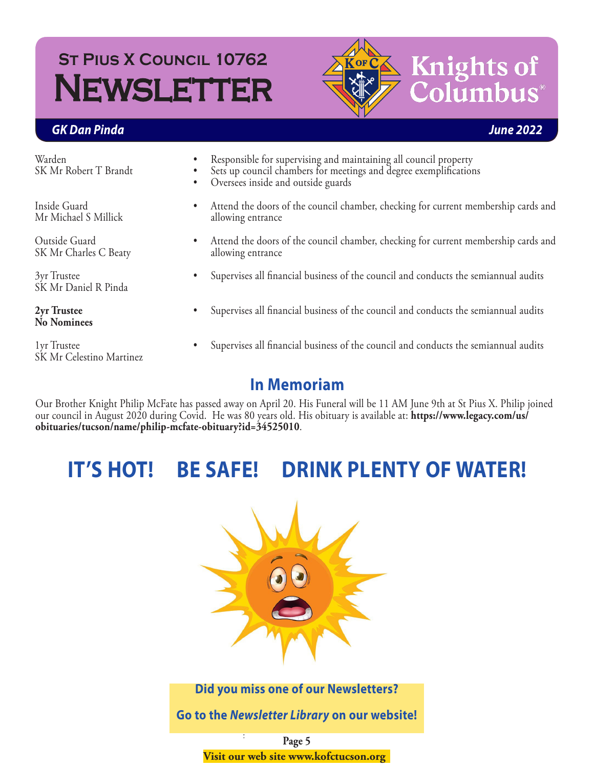# St Pius X Council 10762 Newsletter

**Knights of Columbus**

***GK Dan Pinda*** ***June 2022***

| Officer | Duties |
|---|---|
| Warden<br>SK Mr Robert T Brandt | • Responsible for supervising and maintaining all council property<br>• Sets up council chambers for meetings and degree exemplifications<br>• Oversees inside and outside guards |
| Inside Guard<br>Mr Michael S Millick | • Attend the doors of the council chamber, checking for current membership cards and allowing entrance |
| Outside Guard<br>SK Mr Charles C Beaty | • Attend the doors of the council chamber, checking for current membership cards and allowing entrance |
| 3yr Trustee<br>SK Mr Daniel R Pinda | • Supervises all financial business of the council and conducts the semiannual audits |
| **2yr Trustee**<br>**No Nominees** | • Supervises all financial business of the council and conducts the semiannual audits |
| 1yr Trustee<br>SK Mr Celestino Martinez | • Supervises all financial business of the council and conducts the semiannual audits |

## In Memoriam

Our Brother Knight Philip McFate has passed away on April 20. His Funeral will be 11 AM June 9th at St Pius X. Philip joined our council in August 2020 during Covid. He was 80 years old. His obituary is available at: **https://www.legacy.com/us/obituaries/tucson/name/philip-mcfate-obituary?id=34525010**.

# IT'S HOT! BE SAFE! DRINK PLENTY OF WATER!

**Did you miss one of our Newsletters?**

**Go to the *Newsletter Library* on our website!**

**Visit our web site www.kofctucson.org**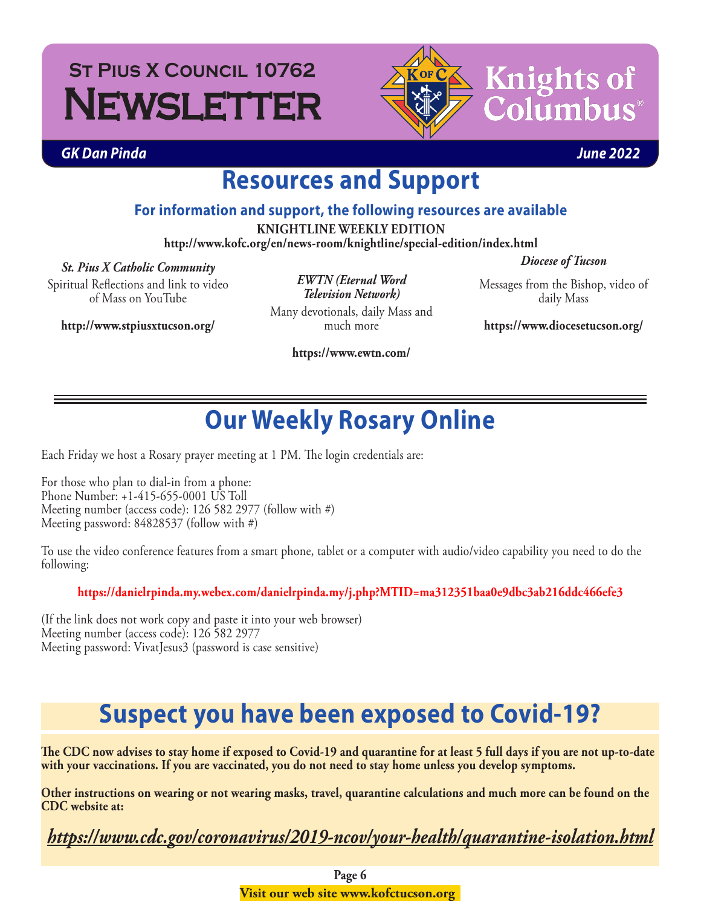# St Pius X Council 10762 Newsletter

Knights of Columbus

*GK Dan Pinda* — *June 2022*

## Resources and Support

### For information and support, the following resources are available

**KNIGHTLINE WEEKLY EDITION**

**http://www.kofc.org/en/news-room/knightline/special-edition/index.html**

***St. Pius X Catholic Community***

Spiritual Reflections and link to video of Mass on YouTube

**http://www.stpiusxtucson.org/**

***EWTN (Eternal Word Television Network)***

Many devotionals, daily Mass and much more

**https://www.ewtn.com/**

***Diocese of Tucson***

Messages from the Bishop, video of daily Mass

**https://www.diocesetucson.org/**

---

## Our Weekly Rosary Online

Each Friday we host a Rosary prayer meeting at 1 PM. The login credentials are:

For those who plan to dial-in from a phone:
Phone Number: +1-415-655-0001 US Toll
Meeting number (access code): 126 582 2977 (follow with #)
Meeting password: 84828537 (follow with #)

To use the video conference features from a smart phone, tablet or a computer with audio/video capability you need to do the following:

**https://danielrpinda.my.webex.com/danielrpinda.my/j.php?MTID=ma312351baa0e9dbc3ab216ddc466efe3**

(If the link does not work copy and paste it into your web browser)
Meeting number (access code): 126 582 2977
Meeting password: VivatJesus3 (password is case sensitive)

## Suspect you have been exposed to Covid-19?

**The CDC now advises to stay home if exposed to Covid-19 and quarantine for at least 5 full days if you are not up-to-date with your vaccinations. If you are vaccinated, you do not need to stay home unless you develop symptoms.**

**Other instructions on wearing or not wearing masks, travel, quarantine calculations and much more can be found on the CDC website at:**

***https://www.cdc.gov/coronavirus/2019-ncov/your-health/quarantine-isolation.html***

**Visit our web site www.kofctucson.org**